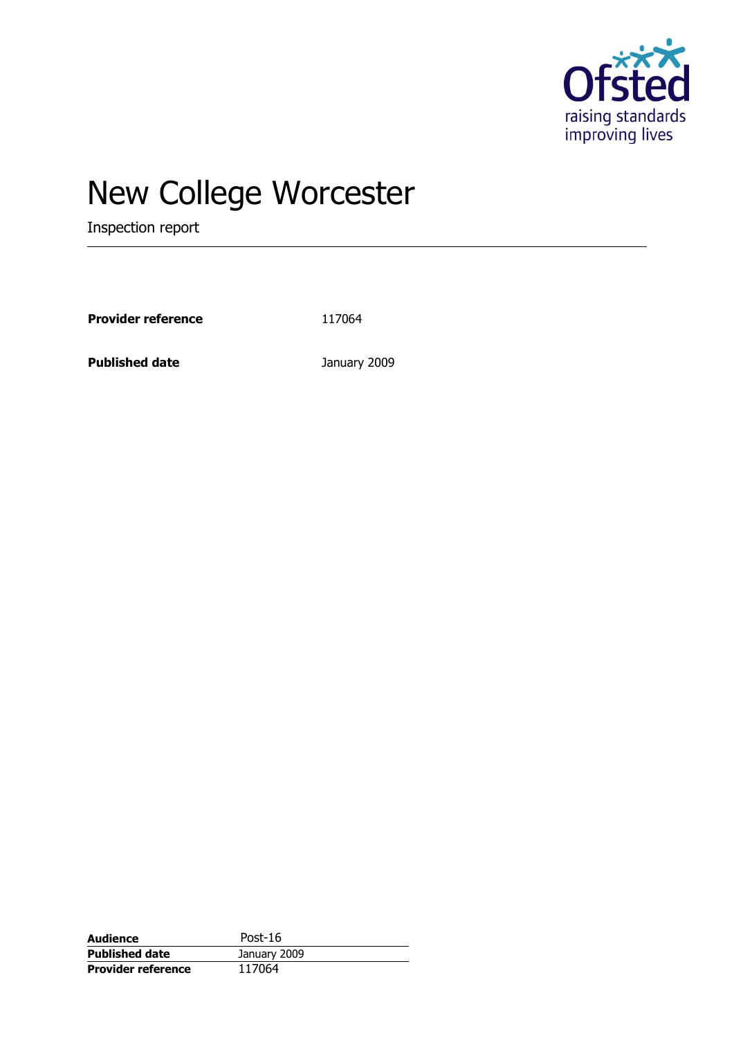# New College Worcester

Inspection report

| | |
|---|---|
| **Provider reference** | 117064 |
| **Published date** | January 2009 |

| | |
|---|---|
| **Audience** | Post-16 |
| **Published date** | January 2009 |
| **Provider reference** | 117064 |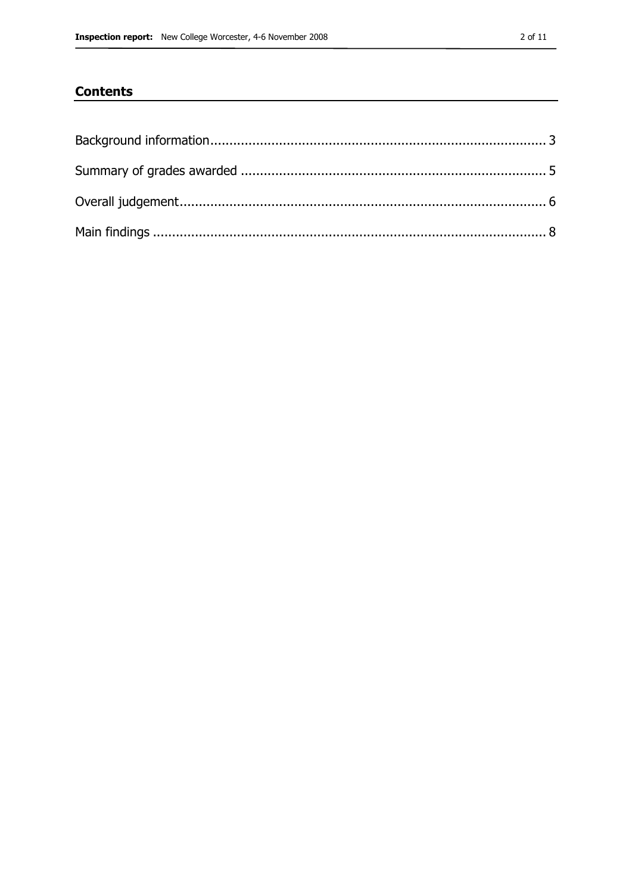## Contents

Background information........................................................................................ 3

Summary of grades awarded ................................................................................ 5

Overall judgement................................................................................................. 6

Main findings ........................................................................................................ 8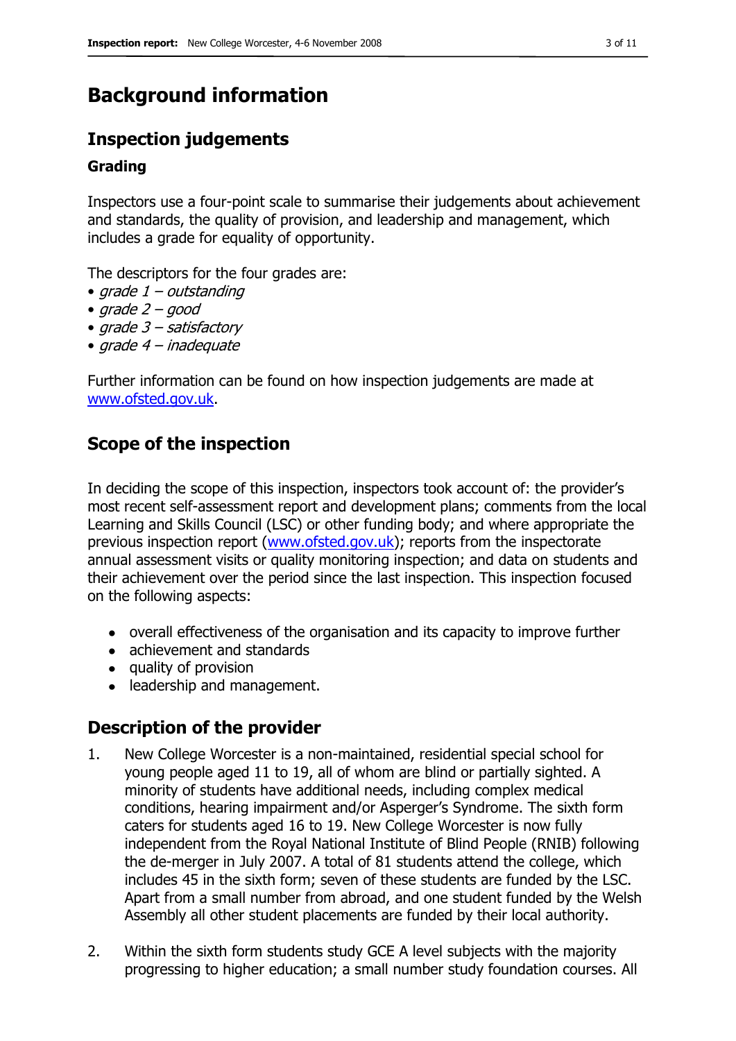# Background information

## Inspection judgements

### Grading

Inspectors use a four-point scale to summarise their judgements about achievement and standards, the quality of provision, and leadership and management, which includes a grade for equality of opportunity.

The descriptors for the four grades are:

- *grade 1 – outstanding*
- *grade 2 – good*
- *grade 3 – satisfactory*
- *grade 4 – inadequate*

Further information can be found on how inspection judgements are made at [www.ofsted.gov.uk](www.ofsted.gov.uk).

## Scope of the inspection

In deciding the scope of this inspection, inspectors took account of: the provider's most recent self-assessment report and development plans; comments from the local Learning and Skills Council (LSC) or other funding body; and where appropriate the previous inspection report ([www.ofsted.gov.uk](www.ofsted.gov.uk)); reports from the inspectorate annual assessment visits or quality monitoring inspection; and data on students and their achievement over the period since the last inspection. This inspection focused on the following aspects:

- overall effectiveness of the organisation and its capacity to improve further
- achievement and standards
- quality of provision
- leadership and management.

## Description of the provider

1. New College Worcester is a non-maintained, residential special school for young people aged 11 to 19, all of whom are blind or partially sighted. A minority of students have additional needs, including complex medical conditions, hearing impairment and/or Asperger's Syndrome. The sixth form caters for students aged 16 to 19. New College Worcester is now fully independent from the Royal National Institute of Blind People (RNIB) following the de-merger in July 2007. A total of 81 students attend the college, which includes 45 in the sixth form; seven of these students are funded by the LSC. Apart from a small number from abroad, and one student funded by the Welsh Assembly all other student placements are funded by their local authority.

2. Within the sixth form students study GCE A level subjects with the majority progressing to higher education; a small number study foundation courses. All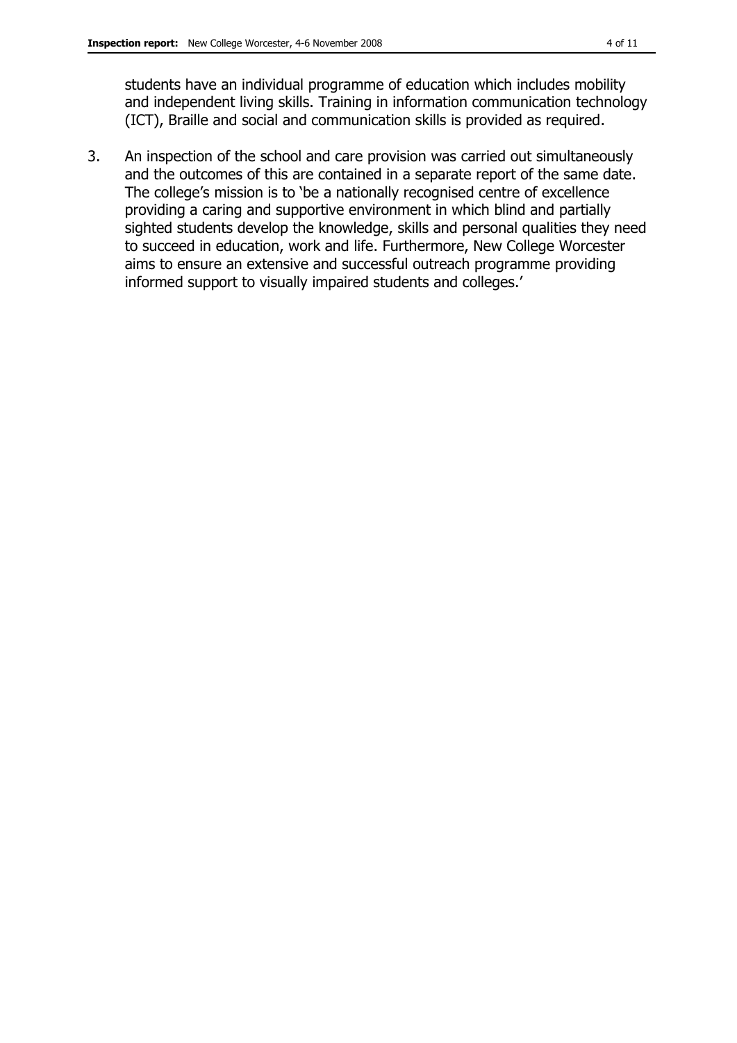students have an individual programme of education which includes mobility and independent living skills. Training in information communication technology (ICT), Braille and social and communication skills is provided as required.

3. An inspection of the school and care provision was carried out simultaneously and the outcomes of this are contained in a separate report of the same date. The college's mission is to 'be a nationally recognised centre of excellence providing a caring and supportive environment in which blind and partially sighted students develop the knowledge, skills and personal qualities they need to succeed in education, work and life. Furthermore, New College Worcester aims to ensure an extensive and successful outreach programme providing informed support to visually impaired students and colleges.'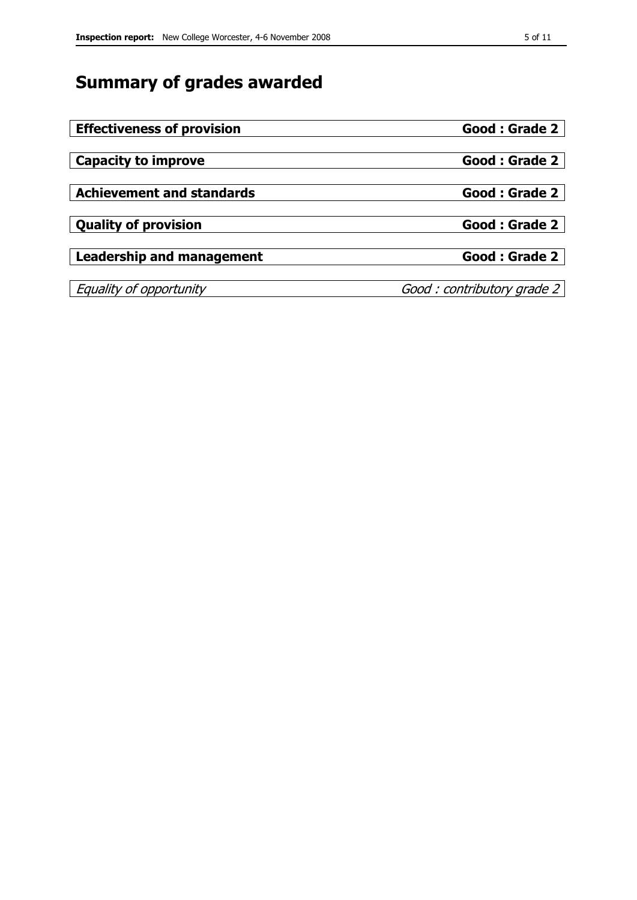# Summary of grades awarded

| | |
|---|---|
| **Effectiveness of provision** | **Good : Grade 2** |
| **Capacity to improve** | **Good : Grade 2** |
| **Achievement and standards** | **Good : Grade 2** |
| **Quality of provision** | **Good : Grade 2** |
| **Leadership and management** | **Good : Grade 2** |
| *Equality of opportunity* | *Good : contributory grade 2* |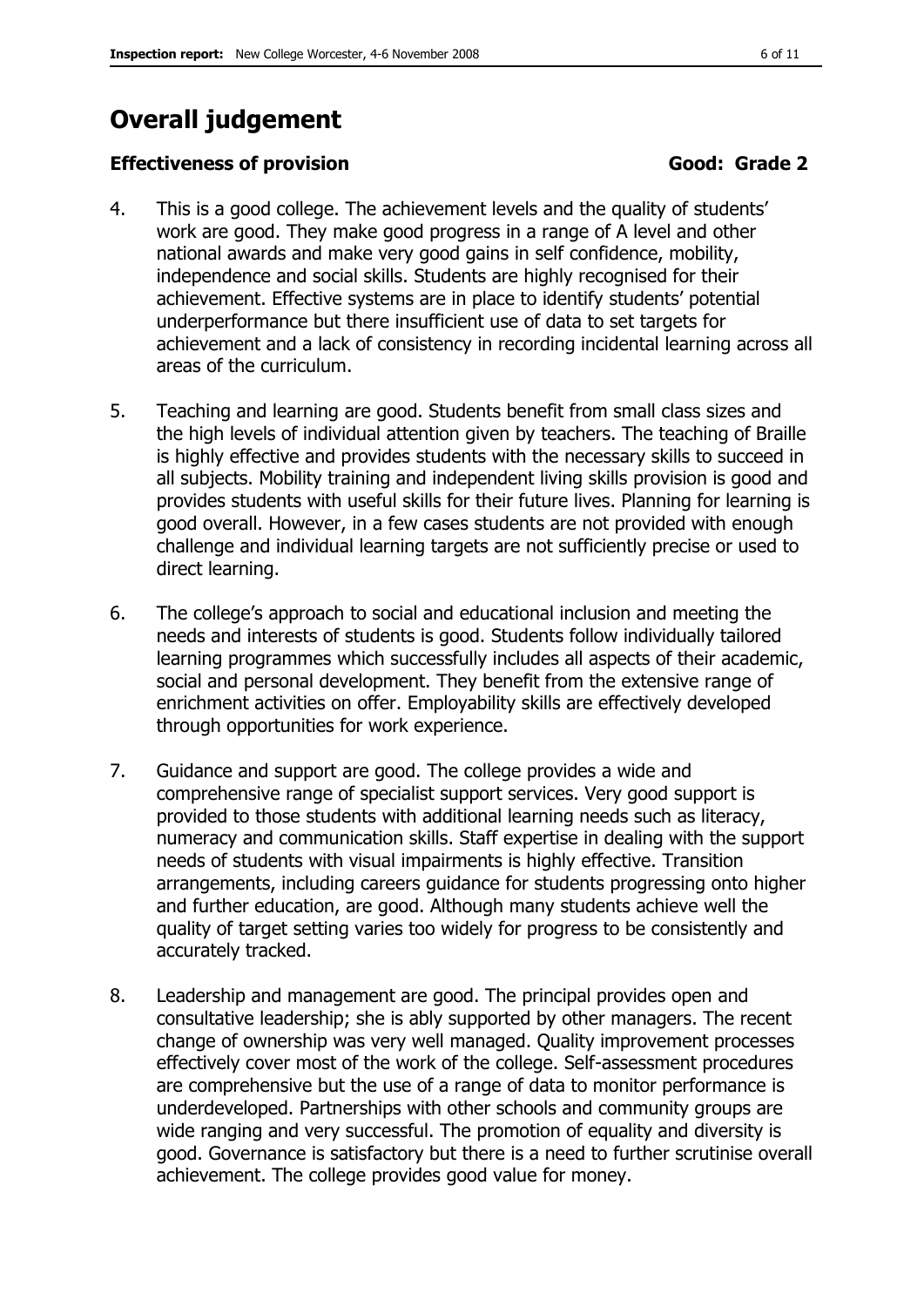# Overall judgement

### Effectiveness of provision **Good: Grade 2**

4. This is a good college. The achievement levels and the quality of students' work are good. They make good progress in a range of A level and other national awards and make very good gains in self confidence, mobility, independence and social skills. Students are highly recognised for their achievement. Effective systems are in place to identify students' potential underperformance but there insufficient use of data to set targets for achievement and a lack of consistency in recording incidental learning across all areas of the curriculum.

5. Teaching and learning are good. Students benefit from small class sizes and the high levels of individual attention given by teachers. The teaching of Braille is highly effective and provides students with the necessary skills to succeed in all subjects. Mobility training and independent living skills provision is good and provides students with useful skills for their future lives. Planning for learning is good overall. However, in a few cases students are not provided with enough challenge and individual learning targets are not sufficiently precise or used to direct learning.

6. The college's approach to social and educational inclusion and meeting the needs and interests of students is good. Students follow individually tailored learning programmes which successfully includes all aspects of their academic, social and personal development. They benefit from the extensive range of enrichment activities on offer. Employability skills are effectively developed through opportunities for work experience.

7. Guidance and support are good. The college provides a wide and comprehensive range of specialist support services. Very good support is provided to those students with additional learning needs such as literacy, numeracy and communication skills. Staff expertise in dealing with the support needs of students with visual impairments is highly effective. Transition arrangements, including careers guidance for students progressing onto higher and further education, are good. Although many students achieve well the quality of target setting varies too widely for progress to be consistently and accurately tracked.

8. Leadership and management are good. The principal provides open and consultative leadership; she is ably supported by other managers. The recent change of ownership was very well managed. Quality improvement processes effectively cover most of the work of the college. Self-assessment procedures are comprehensive but the use of a range of data to monitor performance is underdeveloped. Partnerships with other schools and community groups are wide ranging and very successful. The promotion of equality and diversity is good. Governance is satisfactory but there is a need to further scrutinise overall achievement. The college provides good value for money.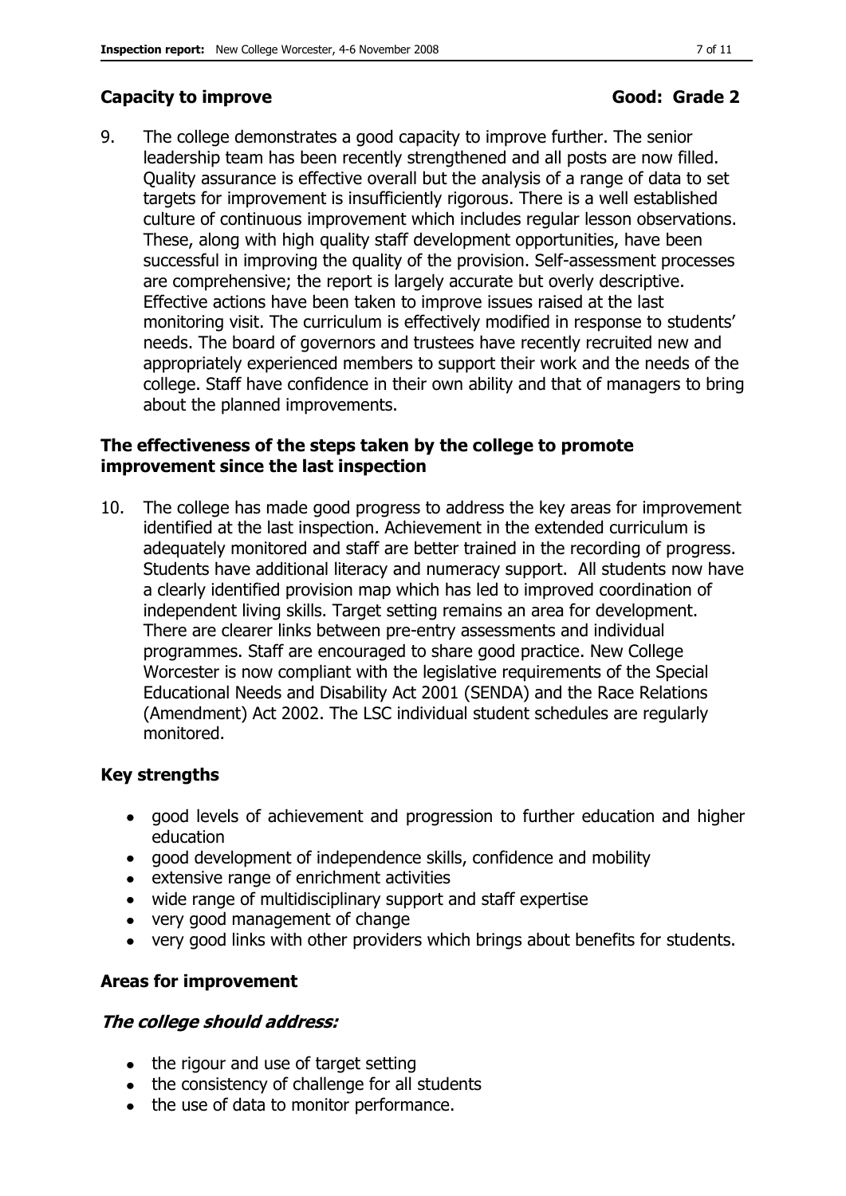## Capacity to improve — Good: Grade 2

9. The college demonstrates a good capacity to improve further. The senior leadership team has been recently strengthened and all posts are now filled. Quality assurance is effective overall but the analysis of a range of data to set targets for improvement is insufficiently rigorous. There is a well established culture of continuous improvement which includes regular lesson observations. These, along with high quality staff development opportunities, have been successful in improving the quality of the provision. Self-assessment processes are comprehensive; the report is largely accurate but overly descriptive. Effective actions have been taken to improve issues raised at the last monitoring visit. The curriculum is effectively modified in response to students' needs. The board of governors and trustees have recently recruited new and appropriately experienced members to support their work and the needs of the college. Staff have confidence in their own ability and that of managers to bring about the planned improvements.

### The effectiveness of the steps taken by the college to promote improvement since the last inspection

10. The college has made good progress to address the key areas for improvement identified at the last inspection. Achievement in the extended curriculum is adequately monitored and staff are better trained in the recording of progress. Students have additional literacy and numeracy support. All students now have a clearly identified provision map which has led to improved coordination of independent living skills. Target setting remains an area for development. There are clearer links between pre-entry assessments and individual programmes. Staff are encouraged to share good practice. New College Worcester is now compliant with the legislative requirements of the Special Educational Needs and Disability Act 2001 (SENDA) and the Race Relations (Amendment) Act 2002. The LSC individual student schedules are regularly monitored.

### Key strengths

- good levels of achievement and progression to further education and higher education
- good development of independence skills, confidence and mobility
- extensive range of enrichment activities
- wide range of multidisciplinary support and staff expertise
- very good management of change
- very good links with other providers which brings about benefits for students.

### Areas for improvement

***The college should address:***

- the rigour and use of target setting
- the consistency of challenge for all students
- the use of data to monitor performance.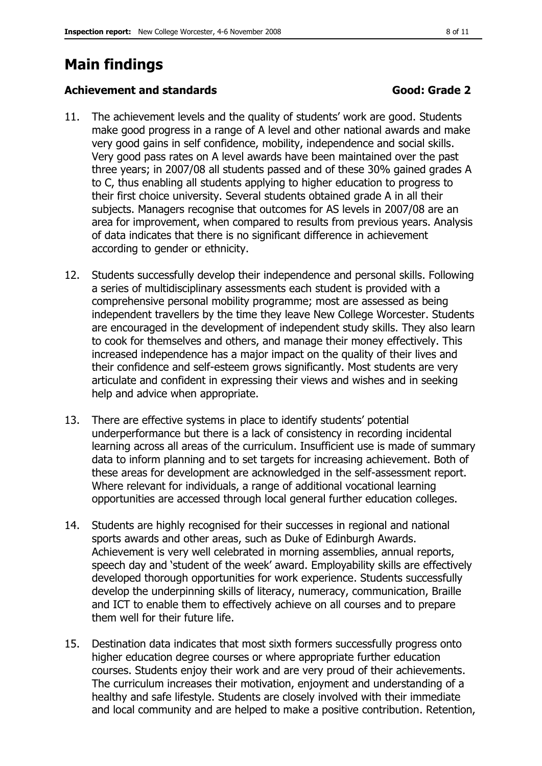# Main findings

### Achievement and standards — Good: Grade 2

11. The achievement levels and the quality of students' work are good. Students make good progress in a range of A level and other national awards and make very good gains in self confidence, mobility, independence and social skills. Very good pass rates on A level awards have been maintained over the past three years; in 2007/08 all students passed and of these 30% gained grades A to C, thus enabling all students applying to higher education to progress to their first choice university. Several students obtained grade A in all their subjects. Managers recognise that outcomes for AS levels in 2007/08 are an area for improvement, when compared to results from previous years. Analysis of data indicates that there is no significant difference in achievement according to gender or ethnicity.

12. Students successfully develop their independence and personal skills. Following a series of multidisciplinary assessments each student is provided with a comprehensive personal mobility programme; most are assessed as being independent travellers by the time they leave New College Worcester. Students are encouraged in the development of independent study skills. They also learn to cook for themselves and others, and manage their money effectively. This increased independence has a major impact on the quality of their lives and their confidence and self-esteem grows significantly. Most students are very articulate and confident in expressing their views and wishes and in seeking help and advice when appropriate.

13. There are effective systems in place to identify students' potential underperformance but there is a lack of consistency in recording incidental learning across all areas of the curriculum. Insufficient use is made of summary data to inform planning and to set targets for increasing achievement. Both of these areas for development are acknowledged in the self-assessment report. Where relevant for individuals, a range of additional vocational learning opportunities are accessed through local general further education colleges.

14. Students are highly recognised for their successes in regional and national sports awards and other areas, such as Duke of Edinburgh Awards. Achievement is very well celebrated in morning assemblies, annual reports, speech day and 'student of the week' award. Employability skills are effectively developed thorough opportunities for work experience. Students successfully develop the underpinning skills of literacy, numeracy, communication, Braille and ICT to enable them to effectively achieve on all courses and to prepare them well for their future life.

15. Destination data indicates that most sixth formers successfully progress onto higher education degree courses or where appropriate further education courses. Students enjoy their work and are very proud of their achievements. The curriculum increases their motivation, enjoyment and understanding of a healthy and safe lifestyle. Students are closely involved with their immediate and local community and are helped to make a positive contribution. Retention,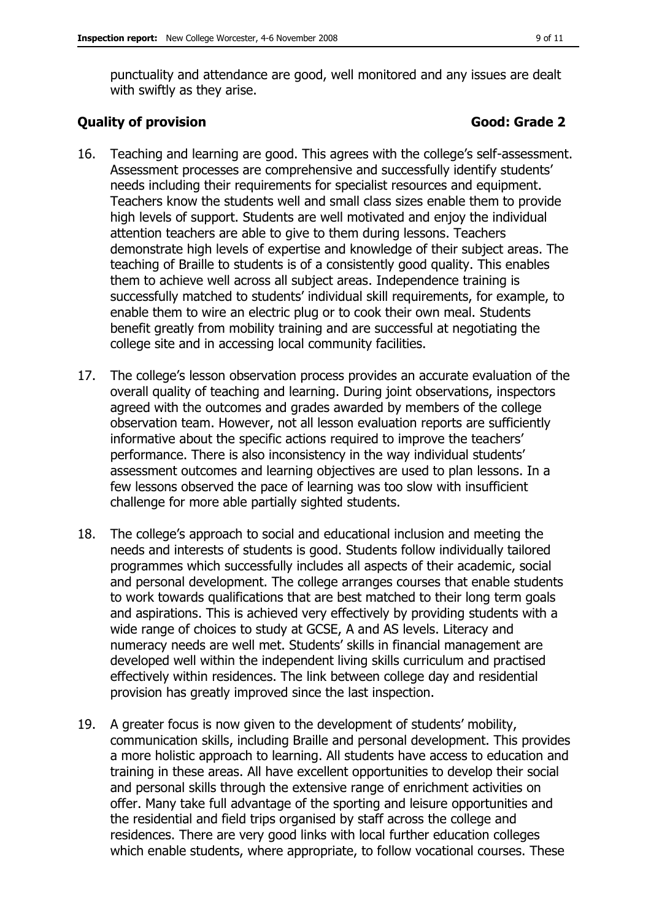punctuality and attendance are good, well monitored and any issues are dealt with swiftly as they arise.

### Quality of provision **Good: Grade 2**

16. Teaching and learning are good. This agrees with the college's self-assessment. Assessment processes are comprehensive and successfully identify students' needs including their requirements for specialist resources and equipment. Teachers know the students well and small class sizes enable them to provide high levels of support. Students are well motivated and enjoy the individual attention teachers are able to give to them during lessons. Teachers demonstrate high levels of expertise and knowledge of their subject areas. The teaching of Braille to students is of a consistently good quality. This enables them to achieve well across all subject areas. Independence training is successfully matched to students' individual skill requirements, for example, to enable them to wire an electric plug or to cook their own meal. Students benefit greatly from mobility training and are successful at negotiating the college site and in accessing local community facilities.

17. The college's lesson observation process provides an accurate evaluation of the overall quality of teaching and learning. During joint observations, inspectors agreed with the outcomes and grades awarded by members of the college observation team. However, not all lesson evaluation reports are sufficiently informative about the specific actions required to improve the teachers' performance. There is also inconsistency in the way individual students' assessment outcomes and learning objectives are used to plan lessons. In a few lessons observed the pace of learning was too slow with insufficient challenge for more able partially sighted students.

18. The college's approach to social and educational inclusion and meeting the needs and interests of students is good. Students follow individually tailored programmes which successfully includes all aspects of their academic, social and personal development. The college arranges courses that enable students to work towards qualifications that are best matched to their long term goals and aspirations. This is achieved very effectively by providing students with a wide range of choices to study at GCSE, A and AS levels. Literacy and numeracy needs are well met. Students' skills in financial management are developed well within the independent living skills curriculum and practised effectively within residences. The link between college day and residential provision has greatly improved since the last inspection.

19. A greater focus is now given to the development of students' mobility, communication skills, including Braille and personal development. This provides a more holistic approach to learning. All students have access to education and training in these areas. All have excellent opportunities to develop their social and personal skills through the extensive range of enrichment activities on offer. Many take full advantage of the sporting and leisure opportunities and the residential and field trips organised by staff across the college and residences. There are very good links with local further education colleges which enable students, where appropriate, to follow vocational courses. These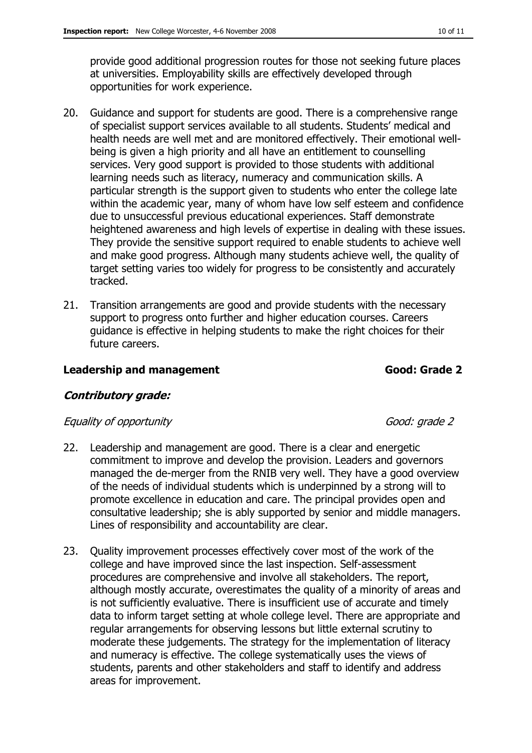provide good additional progression routes for those not seeking future places at universities. Employability skills are effectively developed through opportunities for work experience.

20. Guidance and support for students are good. There is a comprehensive range of specialist support services available to all students. Students' medical and health needs are well met and are monitored effectively. Their emotional well-being is given a high priority and all have an entitlement to counselling services. Very good support is provided to those students with additional learning needs such as literacy, numeracy and communication skills. A particular strength is the support given to students who enter the college late within the academic year, many of whom have low self esteem and confidence due to unsuccessful previous educational experiences. Staff demonstrate heightened awareness and high levels of expertise in dealing with these issues. They provide the sensitive support required to enable students to achieve well and make good progress. Although many students achieve well, the quality of target setting varies too widely for progress to be consistently and accurately tracked.

21. Transition arrangements are good and provide students with the necessary support to progress onto further and higher education courses. Careers guidance is effective in helping students to make the right choices for their future careers.

## Leadership and management — Good: Grade 2

### *Contributory grade:*

*Equality of opportunity* — *Good: grade 2*

22. Leadership and management are good. There is a clear and energetic commitment to improve and develop the provision. Leaders and governors managed the de-merger from the RNIB very well. They have a good overview of the needs of individual students which is underpinned by a strong will to promote excellence in education and care. The principal provides open and consultative leadership; she is ably supported by senior and middle managers. Lines of responsibility and accountability are clear.

23. Quality improvement processes effectively cover most of the work of the college and have improved since the last inspection. Self-assessment procedures are comprehensive and involve all stakeholders. The report, although mostly accurate, overestimates the quality of a minority of areas and is not sufficiently evaluative. There is insufficient use of accurate and timely data to inform target setting at whole college level. There are appropriate and regular arrangements for observing lessons but little external scrutiny to moderate these judgements. The strategy for the implementation of literacy and numeracy is effective. The college systematically uses the views of students, parents and other stakeholders and staff to identify and address areas for improvement.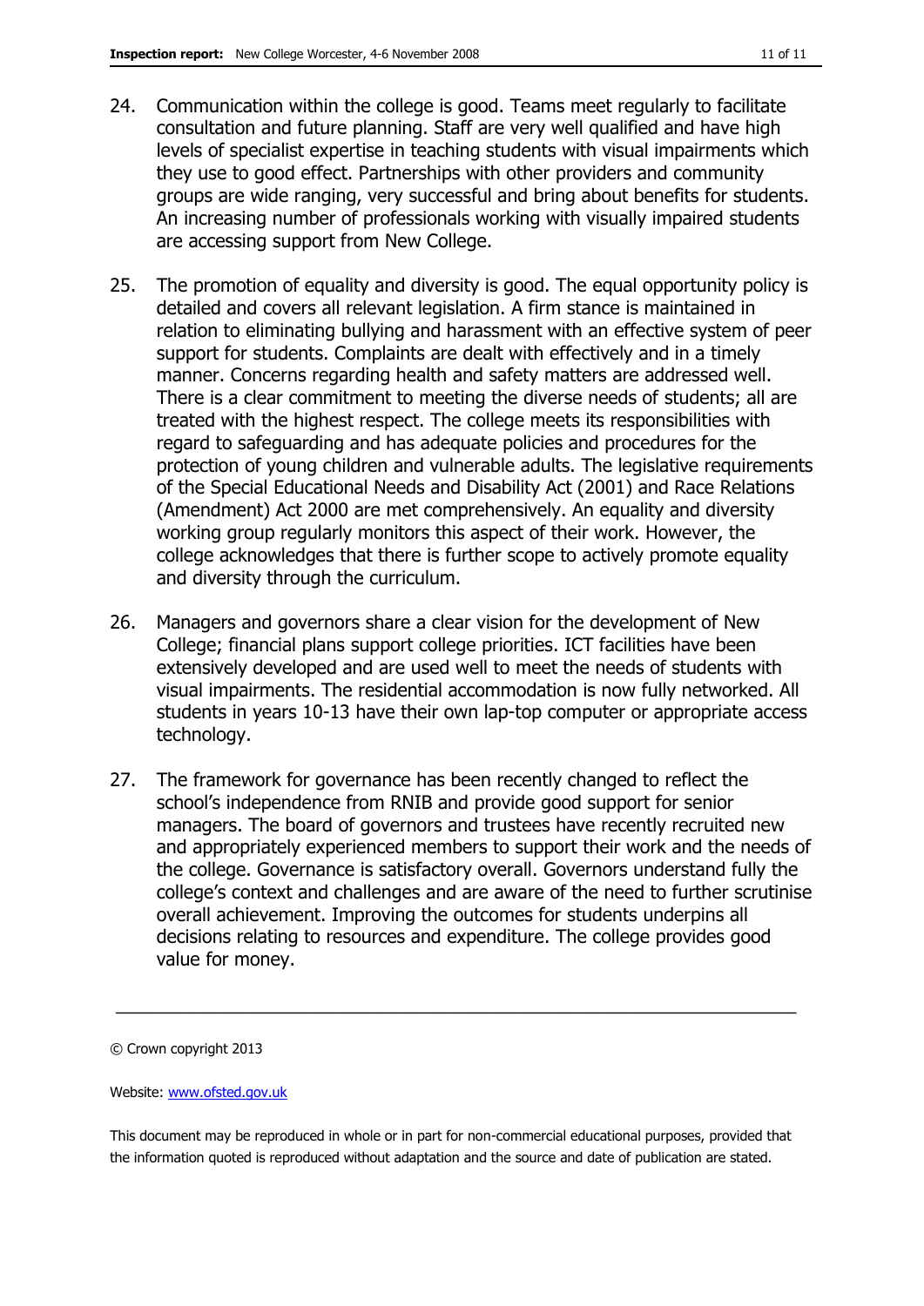24. Communication within the college is good. Teams meet regularly to facilitate consultation and future planning. Staff are very well qualified and have high levels of specialist expertise in teaching students with visual impairments which they use to good effect. Partnerships with other providers and community groups are wide ranging, very successful and bring about benefits for students. An increasing number of professionals working with visually impaired students are accessing support from New College.

25. The promotion of equality and diversity is good. The equal opportunity policy is detailed and covers all relevant legislation. A firm stance is maintained in relation to eliminating bullying and harassment with an effective system of peer support for students. Complaints are dealt with effectively and in a timely manner. Concerns regarding health and safety matters are addressed well. There is a clear commitment to meeting the diverse needs of students; all are treated with the highest respect. The college meets its responsibilities with regard to safeguarding and has adequate policies and procedures for the protection of young children and vulnerable adults. The legislative requirements of the Special Educational Needs and Disability Act (2001) and Race Relations (Amendment) Act 2000 are met comprehensively. An equality and diversity working group regularly monitors this aspect of their work. However, the college acknowledges that there is further scope to actively promote equality and diversity through the curriculum.

26. Managers and governors share a clear vision for the development of New College; financial plans support college priorities. ICT facilities have been extensively developed and are used well to meet the needs of students with visual impairments. The residential accommodation is now fully networked. All students in years 10-13 have their own lap-top computer or appropriate access technology.

27. The framework for governance has been recently changed to reflect the school's independence from RNIB and provide good support for senior managers. The board of governors and trustees have recently recruited new and appropriately experienced members to support their work and the needs of the college. Governance is satisfactory overall. Governors understand fully the college's context and challenges and are aware of the need to further scrutinise overall achievement. Improving the outcomes for students underpins all decisions relating to resources and expenditure. The college provides good value for money.

---

© Crown copyright 2013

Website: www.ofsted.gov.uk

This document may be reproduced in whole or in part for non-commercial educational purposes, provided that the information quoted is reproduced without adaptation and the source and date of publication are stated.